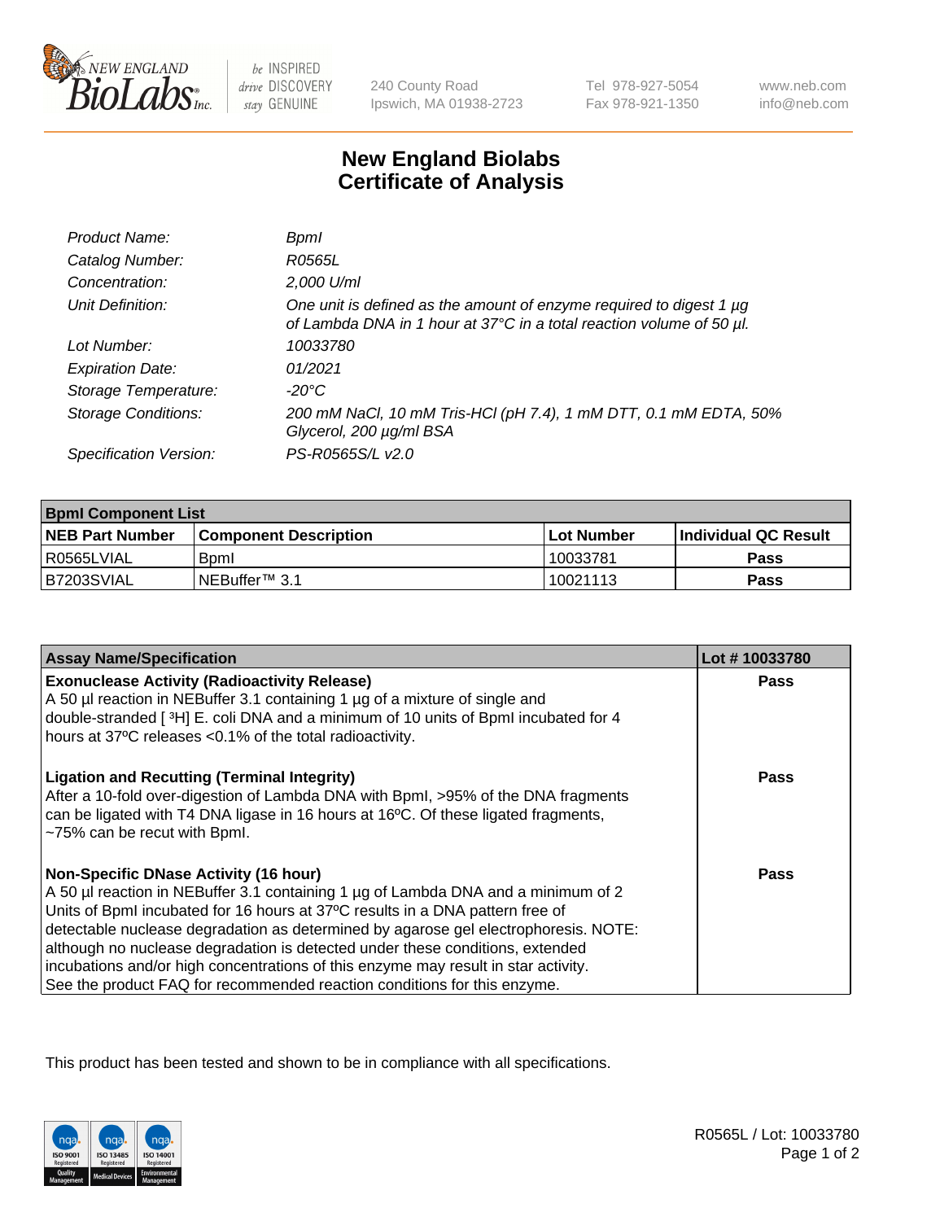240 County Road
Ipswich, MA 01938-2723

Tel 978-927-5054
Fax 978-921-1350

www.neb.com
info@neb.com

# New England Biolabs
# Certificate of Analysis

| | |
|---|---|
| *Product Name:* | *BpmI* |
| *Catalog Number:* | *R0565L* |
| *Concentration:* | *2,000 U/ml* |
| *Unit Definition:* | *One unit is defined as the amount of enzyme required to digest 1 µg of Lambda DNA in 1 hour at 37°C in a total reaction volume of 50 µl.* |
| *Lot Number:* | *10033780* |
| *Expiration Date:* | *01/2021* |
| *Storage Temperature:* | *-20°C* |
| *Storage Conditions:* | *200 mM NaCl, 10 mM Tris-HCl (pH 7.4), 1 mM DTT, 0.1 mM EDTA, 50% Glycerol, 200 µg/ml BSA* |
| *Specification Version:* | *PS-R0565S/L v2.0* |

| **BpmI Component List** | | | |
|---|---|---|---|
| **NEB Part Number** | **Component Description** | **Lot Number** | **Individual QC Result** |
| R0565LVIAL | BpmI | 10033781 | **Pass** |
| B7203SVIAL | NEBuffer™ 3.1 | 10021113 | **Pass** |

| **Assay Name/Specification** | **Lot # 10033780** |
|---|---|
| **Exonuclease Activity (Radioactivity Release)**<br>A 50 µl reaction in NEBuffer 3.1 containing 1 µg of a mixture of single and double-stranded [ $^3$H] E. coli DNA and a minimum of 10 units of BpmI incubated for 4 hours at 37ºC releases <0.1% of the total radioactivity. | **Pass** |
| **Ligation and Recutting (Terminal Integrity)**<br>After a 10-fold over-digestion of Lambda DNA with BpmI, >95% of the DNA fragments can be ligated with T4 DNA ligase in 16 hours at 16ºC. Of these ligated fragments, ~75% can be recut with BpmI. | **Pass** |
| **Non-Specific DNase Activity (16 hour)**<br>A 50 µl reaction in NEBuffer 3.1 containing 1 µg of Lambda DNA and a minimum of 2 Units of BpmI incubated for 16 hours at 37ºC results in a DNA pattern free of detectable nuclease degradation as determined by agarose gel electrophoresis. NOTE: although no nuclease degradation is detected under these conditions, extended incubations and/or high concentrations of this enzyme may result in star activity. See the product FAQ for recommended reaction conditions for this enzyme. | **Pass** |

This product has been tested and shown to be in compliance with all specifications.

R0565L / Lot: 10033780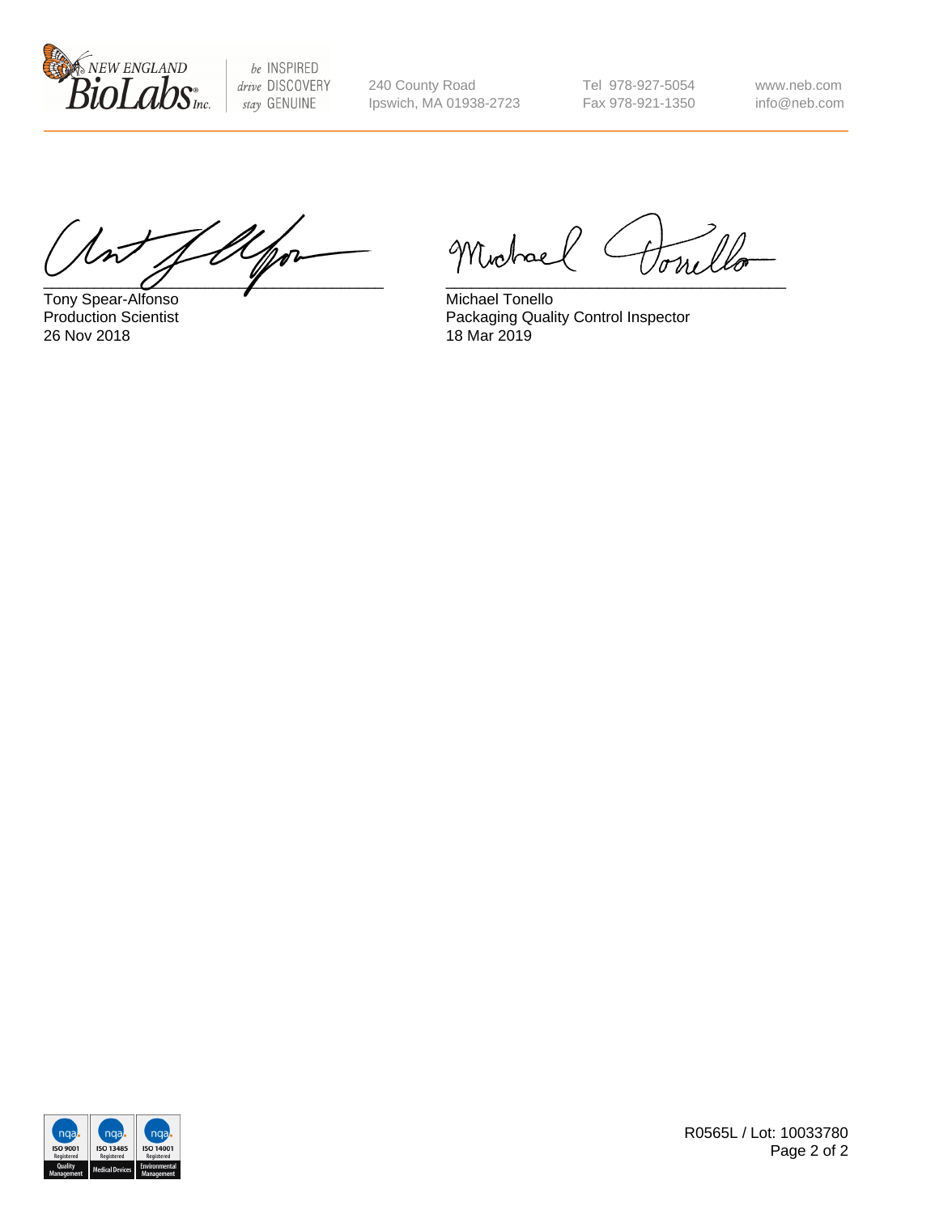Tony Spear-Alfonso
Production Scientist
26 Nov 2018

Michael Tonello
Packaging Quality Control Inspector
18 Mar 2019

R0565L / Lot: 10033780